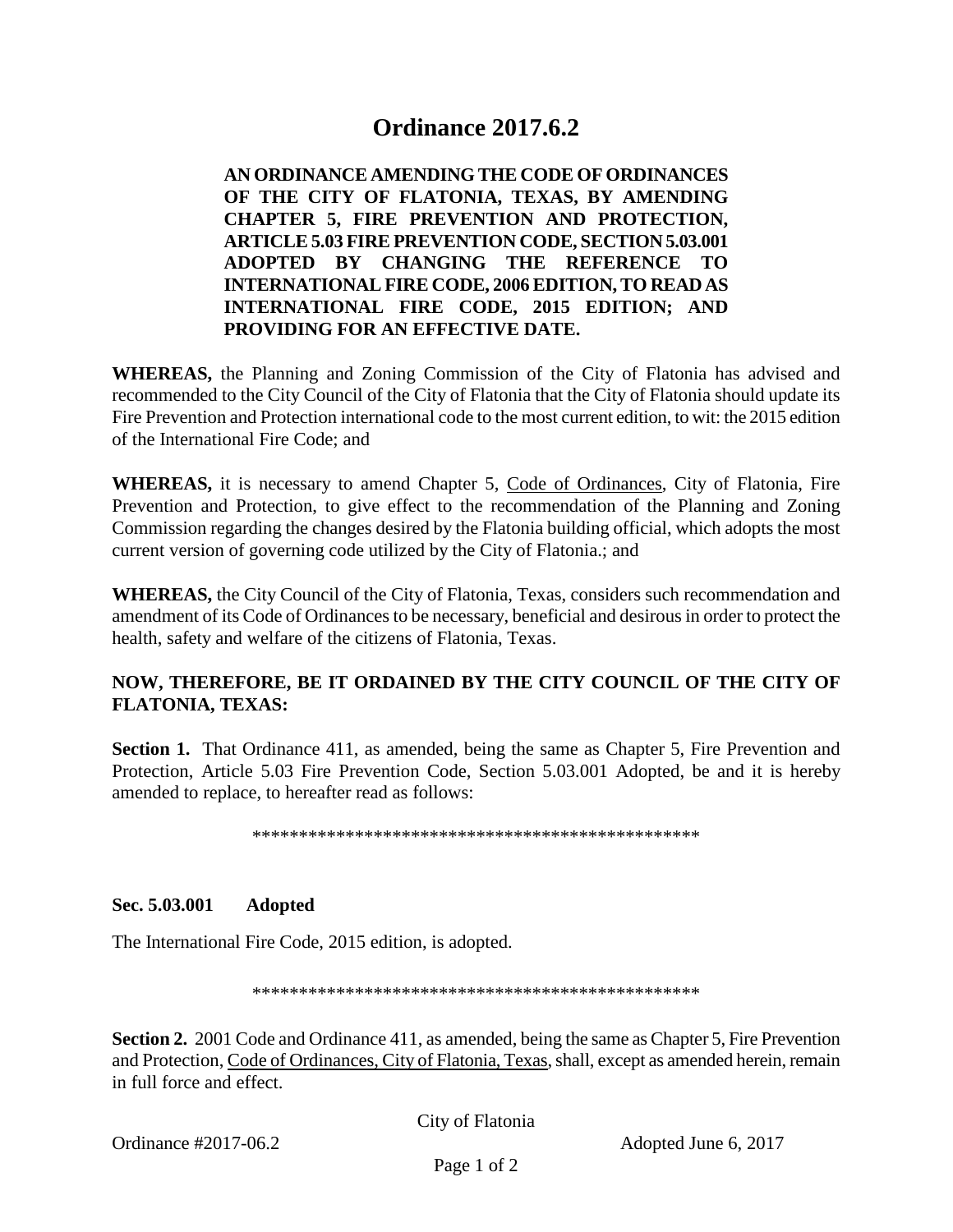# Ordinance 2017.6.2

**AN ORDINANCE AMENDING THE CODE OF ORDINANCES OF THE CITY OF FLATONIA, TEXAS, BY AMENDING CHAPTER 5, FIRE PREVENTION AND PROTECTION, ARTICLE 5.03 FIRE PREVENTION CODE, SECTION 5.03.001 ADOPTED BY CHANGING THE REFERENCE TO INTERNATIONAL FIRE CODE, 2006 EDITION, TO READ AS INTERNATIONAL FIRE CODE, 2015 EDITION; AND PROVIDING FOR AN EFFECTIVE DATE.**

**WHEREAS,** the Planning and Zoning Commission of the City of Flatonia has advised and recommended to the City Council of the City of Flatonia that the City of Flatonia should update its Fire Prevention and Protection international code to the most current edition, to wit: the 2015 edition of the International Fire Code; and

**WHEREAS,** it is necessary to amend Chapter 5, Code of Ordinances, City of Flatonia, Fire Prevention and Protection, to give effect to the recommendation of the Planning and Zoning Commission regarding the changes desired by the Flatonia building official, which adopts the most current version of governing code utilized by the City of Flatonia.; and

**WHEREAS,** the City Council of the City of Flatonia, Texas, considers such recommendation and amendment of its Code of Ordinances to be necessary, beneficial and desirous in order to protect the health, safety and welfare of the citizens of Flatonia, Texas.

**NOW, THEREFORE, BE IT ORDAINED BY THE CITY COUNCIL OF THE CITY OF FLATONIA, TEXAS:**

**Section 1.** That Ordinance 411, as amended, being the same as Chapter 5, Fire Prevention and Protection, Article 5.03 Fire Prevention Code, Section 5.03.001 Adopted, be and it is hereby amended to replace, to hereafter read as follows:

**************************************************

**Sec. 5.03.001 Adopted**

The International Fire Code, 2015 edition, is adopted.

**************************************************

**Section 2.** 2001 Code and Ordinance 411, as amended, being the same as Chapter 5, Fire Prevention and Protection, Code of Ordinances, City of Flatonia, Texas, shall, except as amended herein, remain in full force and effect.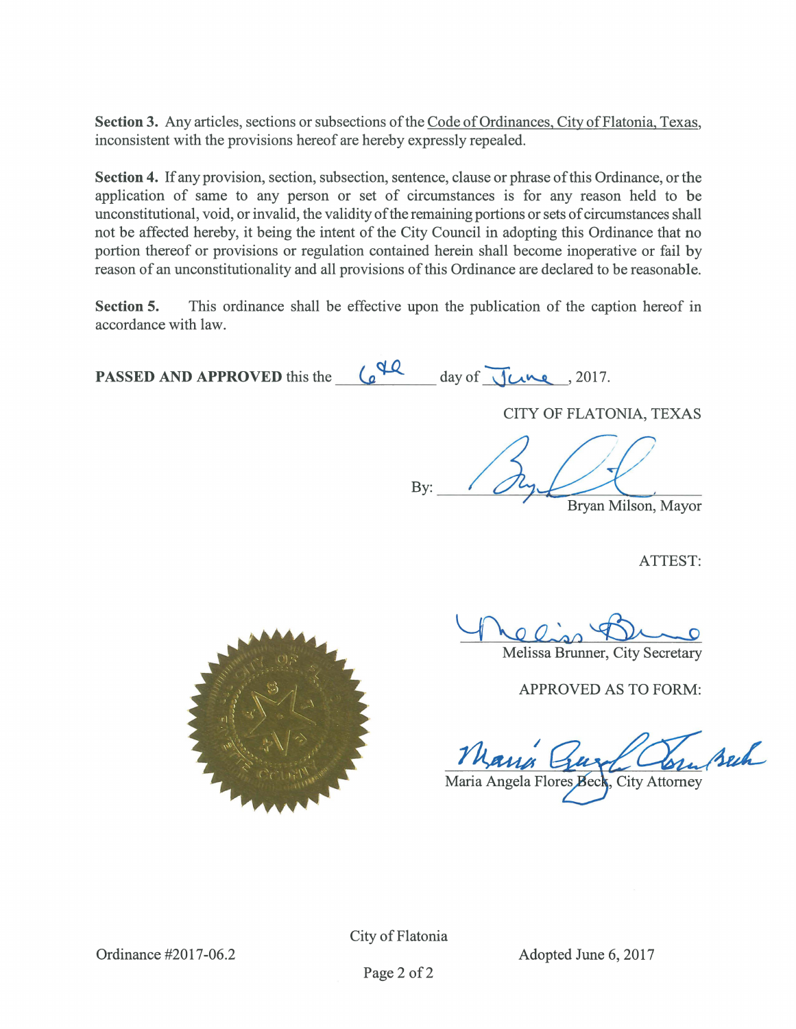**Section 3.** Any articles, sections or subsections of the Code of Ordinances, City of Flatonia, Texas, inconsistent with the provisions hereof are hereby expressly repealed.

**Section 4.** If any provision, section, subsection, sentence, clause or phrase of this Ordinance, or the application of same to any person or set of circumstances is for any reason held to be unconstitutional, void, or invalid, the validity of the remaining portions or sets of circumstances shall not be affected hereby, it being the intent of the City Council in adopting this Ordinance that no portion thereof or provisions or regulation contained herein shall become inoperative or fail by reason of an unconstitutionality and all provisions of this Ordinance are declared to be reasonable.

**Section 5.** This ordinance shall be effective upon the publication of the caption hereof in accordance with law.

**PASSED AND APPROVED** this the 6th day of June, 2017.

CITY OF FLATONIA, TEXAS

By: ______________________
Bryan Milson, Mayor

ATTEST:

______________________
Melissa Brunner, City Secretary

APPROVED AS TO FORM:

______________________
Maria Angela Flores Beck, City Attorney

Ordinance #2017-06.2 — City of Flatonia — Adopted June 6, 2017